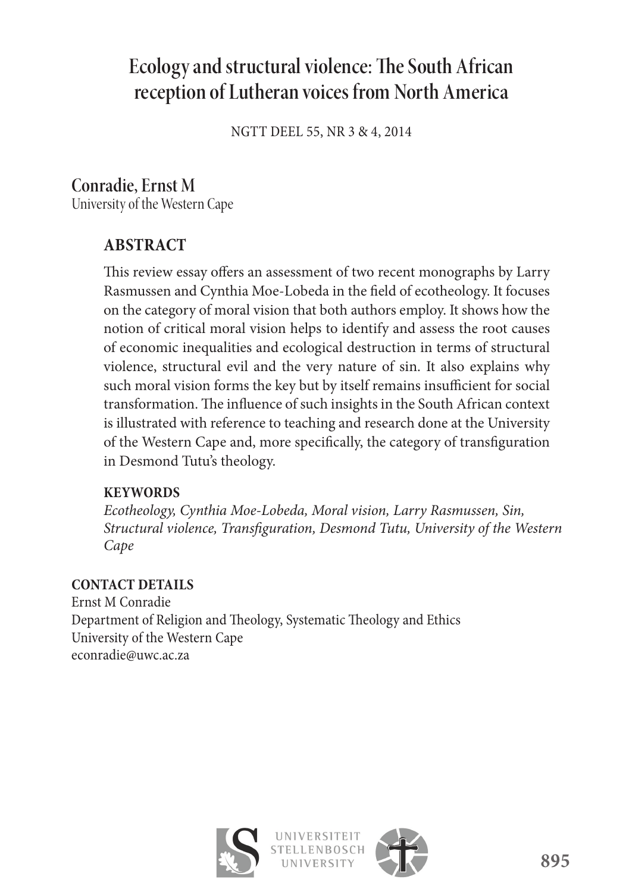# Ecology and structural violence: The South African reception of Lutheran voices from North America

NGTT DEEL 55, NR 3 & 4, 2014

## Conradie, Ernst M

University of the Western Cape

### ABSTRACT

This review essay offers an assessment of two recent monographs by Larry Rasmussen and Cynthia Moe-Lobeda in the field of ecotheology. It focuses on the category of moral vision that both authors employ. It shows how the notion of critical moral vision helps to identify and assess the root causes of economic inequalities and ecological destruction in terms of structural violence, structural evil and the very nature of sin. It also explains why such moral vision forms the key but by itself remains insufficient for social transformation. The influence of such insights in the South African context is illustrated with reference to teaching and research done at the University of the Western Cape and, more specifically, the category of transfiguration in Desmond Tutu's theology.

**KEYWORDS**

*Ecotheology, Cynthia Moe-Lobeda, Moral vision, Larry Rasmussen, Sin, Structural violence, Transfiguration, Desmond Tutu, University of the Western Cape*

**CONTACT DETAILS**

Ernst M Conradie
Department of Religion and Theology, Systematic Theology and Ethics
University of the Western Cape
econradie@uwc.ac.za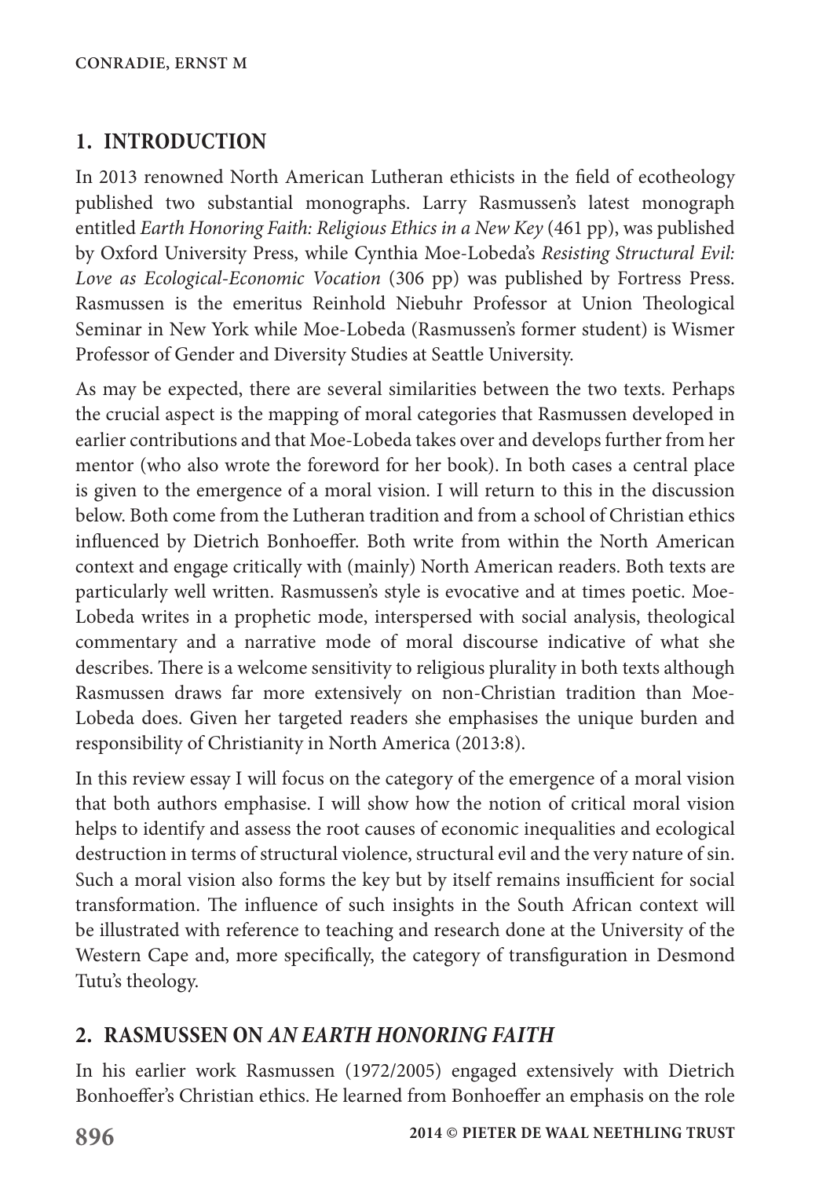## 1. INTRODUCTION

In 2013 renowned North American Lutheran ethicists in the field of ecotheology published two substantial monographs. Larry Rasmussen's latest monograph entitled *Earth Honoring Faith: Religious Ethics in a New Key* (461 pp), was published by Oxford University Press, while Cynthia Moe-Lobeda's *Resisting Structural Evil: Love as Ecological-Economic Vocation* (306 pp) was published by Fortress Press. Rasmussen is the emeritus Reinhold Niebuhr Professor at Union Theological Seminar in New York while Moe-Lobeda (Rasmussen's former student) is Wismer Professor of Gender and Diversity Studies at Seattle University.

As may be expected, there are several similarities between the two texts. Perhaps the crucial aspect is the mapping of moral categories that Rasmussen developed in earlier contributions and that Moe-Lobeda takes over and develops further from her mentor (who also wrote the foreword for her book). In both cases a central place is given to the emergence of a moral vision. I will return to this in the discussion below. Both come from the Lutheran tradition and from a school of Christian ethics influenced by Dietrich Bonhoeffer. Both write from within the North American context and engage critically with (mainly) North American readers. Both texts are particularly well written. Rasmussen's style is evocative and at times poetic. Moe-Lobeda writes in a prophetic mode, interspersed with social analysis, theological commentary and a narrative mode of moral discourse indicative of what she describes. There is a welcome sensitivity to religious plurality in both texts although Rasmussen draws far more extensively on non-Christian tradition than Moe-Lobeda does. Given her targeted readers she emphasises the unique burden and responsibility of Christianity in North America (2013:8).

In this review essay I will focus on the category of the emergence of a moral vision that both authors emphasise. I will show how the notion of critical moral vision helps to identify and assess the root causes of economic inequalities and ecological destruction in terms of structural violence, structural evil and the very nature of sin. Such a moral vision also forms the key but by itself remains insufficient for social transformation. The influence of such insights in the South African context will be illustrated with reference to teaching and research done at the University of the Western Cape and, more specifically, the category of transfiguration in Desmond Tutu's theology.

## 2. RASMUSSEN ON *AN EARTH HONORING FAITH*

In his earlier work Rasmussen (1972/2005) engaged extensively with Dietrich Bonhoeffer's Christian ethics. He learned from Bonhoeffer an emphasis on the role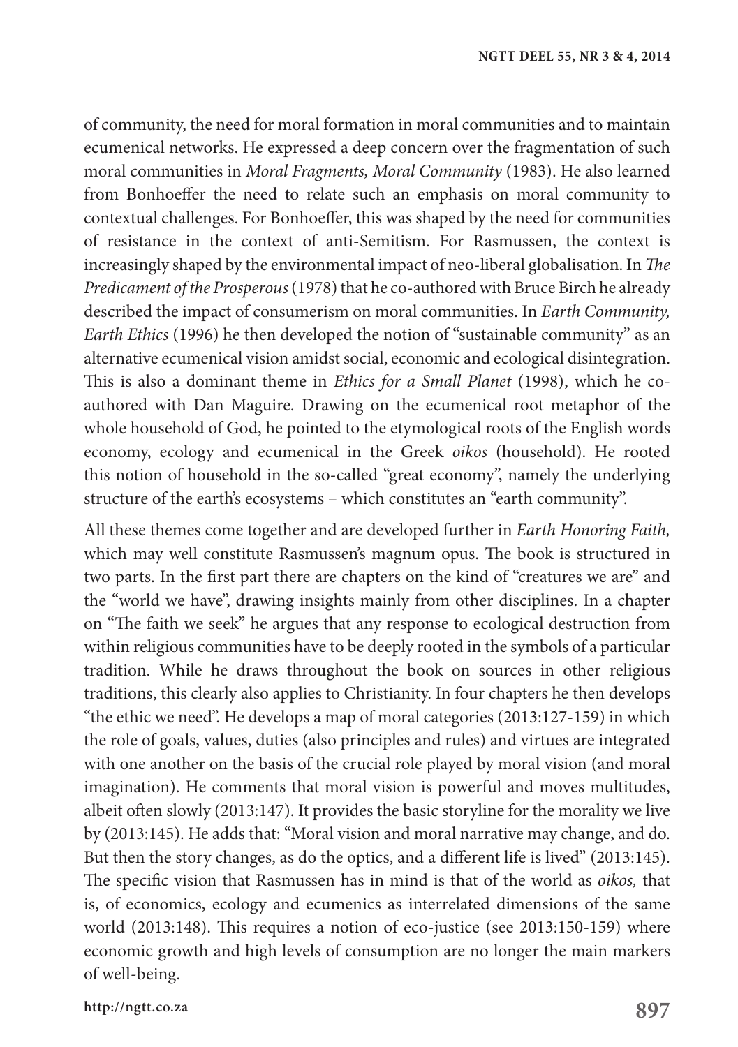of community, the need for moral formation in moral communities and to maintain ecumenical networks. He expressed a deep concern over the fragmentation of such moral communities in *Moral Fragments, Moral Community* (1983). He also learned from Bonhoeffer the need to relate such an emphasis on moral community to contextual challenges. For Bonhoeffer, this was shaped by the need for communities of resistance in the context of anti-Semitism. For Rasmussen, the context is increasingly shaped by the environmental impact of neo-liberal globalisation. In *The Predicament of the Prosperous* (1978) that he co-authored with Bruce Birch he already described the impact of consumerism on moral communities. In *Earth Community, Earth Ethics* (1996) he then developed the notion of "sustainable community" as an alternative ecumenical vision amidst social, economic and ecological disintegration. This is also a dominant theme in *Ethics for a Small Planet* (1998), which he co-authored with Dan Maguire. Drawing on the ecumenical root metaphor of the whole household of God, he pointed to the etymological roots of the English words economy, ecology and ecumenical in the Greek *oikos* (household). He rooted this notion of household in the so-called "great economy", namely the underlying structure of the earth's ecosystems – which constitutes an "earth community".

All these themes come together and are developed further in *Earth Honoring Faith,* which may well constitute Rasmussen's magnum opus. The book is structured in two parts. In the first part there are chapters on the kind of "creatures we are" and the "world we have", drawing insights mainly from other disciplines. In a chapter on "The faith we seek" he argues that any response to ecological destruction from within religious communities have to be deeply rooted in the symbols of a particular tradition. While he draws throughout the book on sources in other religious traditions, this clearly also applies to Christianity. In four chapters he then develops "the ethic we need". He develops a map of moral categories (2013:127-159) in which the role of goals, values, duties (also principles and rules) and virtues are integrated with one another on the basis of the crucial role played by moral vision (and moral imagination). He comments that moral vision is powerful and moves multitudes, albeit often slowly (2013:147). It provides the basic storyline for the morality we live by (2013:145). He adds that: "Moral vision and moral narrative may change, and do. But then the story changes, as do the optics, and a different life is lived" (2013:145). The specific vision that Rasmussen has in mind is that of the world as *oikos,* that is, of economics, ecology and ecumenics as interrelated dimensions of the same world (2013:148). This requires a notion of eco-justice (see 2013:150-159) where economic growth and high levels of consumption are no longer the main markers of well-being.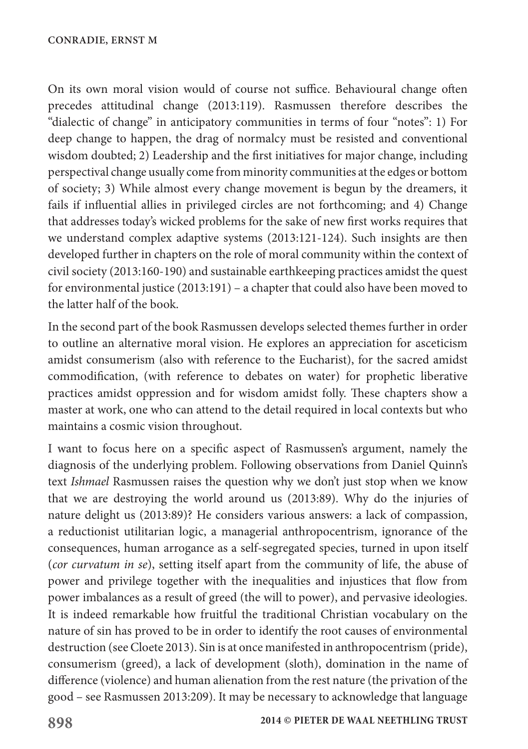On its own moral vision would of course not suffice. Behavioural change often precedes attitudinal change (2013:119). Rasmussen therefore describes the "dialectic of change" in anticipatory communities in terms of four "notes": 1) For deep change to happen, the drag of normalcy must be resisted and conventional wisdom doubted; 2) Leadership and the first initiatives for major change, including perspectival change usually come from minority communities at the edges or bottom of society; 3) While almost every change movement is begun by the dreamers, it fails if influential allies in privileged circles are not forthcoming; and 4) Change that addresses today's wicked problems for the sake of new first works requires that we understand complex adaptive systems (2013:121-124). Such insights are then developed further in chapters on the role of moral community within the context of civil society (2013:160-190) and sustainable earthkeeping practices amidst the quest for environmental justice (2013:191) – a chapter that could also have been moved to the latter half of the book.

In the second part of the book Rasmussen develops selected themes further in order to outline an alternative moral vision. He explores an appreciation for asceticism amidst consumerism (also with reference to the Eucharist), for the sacred amidst commodification, (with reference to debates on water) for prophetic liberative practices amidst oppression and for wisdom amidst folly. These chapters show a master at work, one who can attend to the detail required in local contexts but who maintains a cosmic vision throughout.

I want to focus here on a specific aspect of Rasmussen's argument, namely the diagnosis of the underlying problem. Following observations from Daniel Quinn's text *Ishmael* Rasmussen raises the question why we don't just stop when we know that we are destroying the world around us (2013:89). Why do the injuries of nature delight us (2013:89)? He considers various answers: a lack of compassion, a reductionist utilitarian logic, a managerial anthropocentrism, ignorance of the consequences, human arrogance as a self-segregated species, turned in upon itself (*cor curvatum in se*), setting itself apart from the community of life, the abuse of power and privilege together with the inequalities and injustices that flow from power imbalances as a result of greed (the will to power), and pervasive ideologies. It is indeed remarkable how fruitful the traditional Christian vocabulary on the nature of sin has proved to be in order to identify the root causes of environmental destruction (see Cloete 2013). Sin is at once manifested in anthropocentrism (pride), consumerism (greed), a lack of development (sloth), domination in the name of difference (violence) and human alienation from the rest nature (the privation of the good – see Rasmussen 2013:209). It may be necessary to acknowledge that language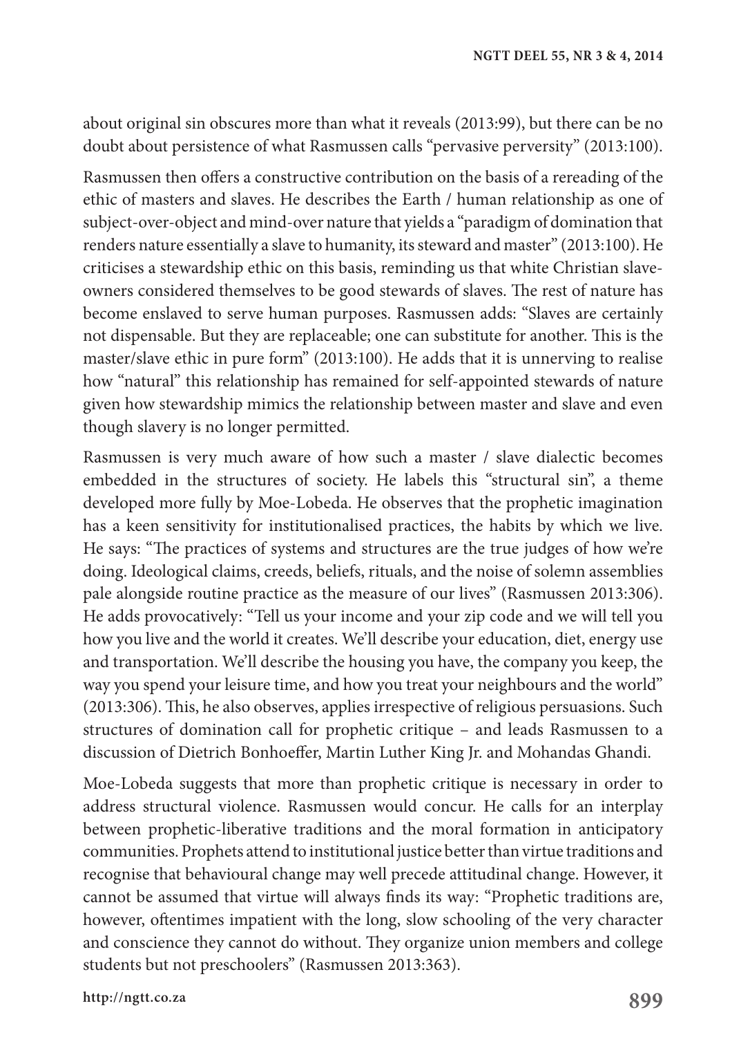about original sin obscures more than what it reveals (2013:99), but there can be no doubt about persistence of what Rasmussen calls "pervasive perversity" (2013:100).

Rasmussen then offers a constructive contribution on the basis of a rereading of the ethic of masters and slaves. He describes the Earth / human relationship as one of subject-over-object and mind-over nature that yields a "paradigm of domination that renders nature essentially a slave to humanity, its steward and master" (2013:100). He criticises a stewardship ethic on this basis, reminding us that white Christian slave-owners considered themselves to be good stewards of slaves. The rest of nature has become enslaved to serve human purposes. Rasmussen adds: "Slaves are certainly not dispensable. But they are replaceable; one can substitute for another. This is the master/slave ethic in pure form" (2013:100). He adds that it is unnerving to realise how "natural" this relationship has remained for self-appointed stewards of nature given how stewardship mimics the relationship between master and slave and even though slavery is no longer permitted.

Rasmussen is very much aware of how such a master / slave dialectic becomes embedded in the structures of society. He labels this "structural sin", a theme developed more fully by Moe-Lobeda. He observes that the prophetic imagination has a keen sensitivity for institutionalised practices, the habits by which we live. He says: "The practices of systems and structures are the true judges of how we're doing. Ideological claims, creeds, beliefs, rituals, and the noise of solemn assemblies pale alongside routine practice as the measure of our lives" (Rasmussen 2013:306). He adds provocatively: "Tell us your income and your zip code and we will tell you how you live and the world it creates. We'll describe your education, diet, energy use and transportation. We'll describe the housing you have, the company you keep, the way you spend your leisure time, and how you treat your neighbours and the world" (2013:306). This, he also observes, applies irrespective of religious persuasions. Such structures of domination call for prophetic critique – and leads Rasmussen to a discussion of Dietrich Bonhoeffer, Martin Luther King Jr. and Mohandas Ghandi.

Moe-Lobeda suggests that more than prophetic critique is necessary in order to address structural violence. Rasmussen would concur. He calls for an interplay between prophetic-liberative traditions and the moral formation in anticipatory communities. Prophets attend to institutional justice better than virtue traditions and recognise that behavioural change may well precede attitudinal change. However, it cannot be assumed that virtue will always finds its way: "Prophetic traditions are, however, oftentimes impatient with the long, slow schooling of the very character and conscience they cannot do without. They organize union members and college students but not preschoolers" (Rasmussen 2013:363).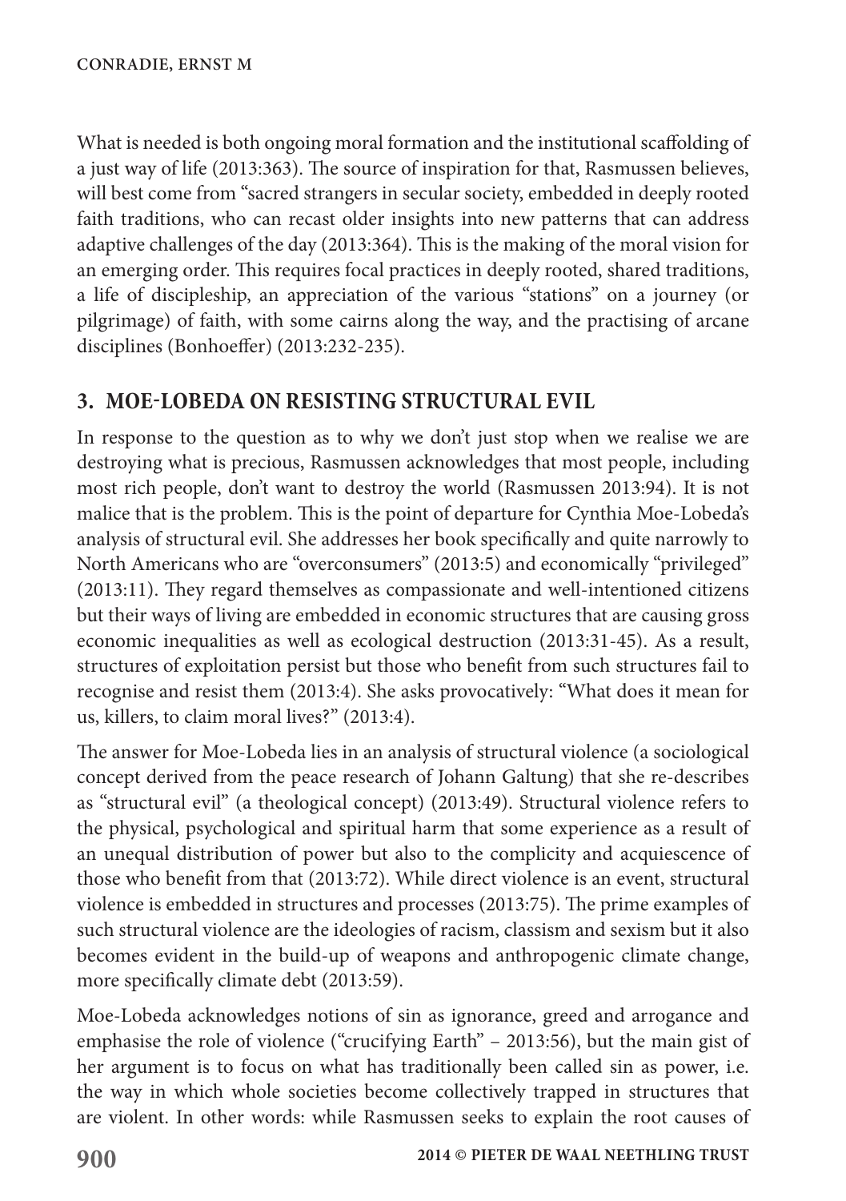What is needed is both ongoing moral formation and the institutional scaffolding of a just way of life (2013:363). The source of inspiration for that, Rasmussen believes, will best come from "sacred strangers in secular society, embedded in deeply rooted faith traditions, who can recast older insights into new patterns that can address adaptive challenges of the day (2013:364). This is the making of the moral vision for an emerging order. This requires focal practices in deeply rooted, shared traditions, a life of discipleship, an appreciation of the various "stations" on a journey (or pilgrimage) of faith, with some cairns along the way, and the practising of arcane disciplines (Bonhoeffer) (2013:232-235).

## 3. MOE-LOBEDA ON RESISTING STRUCTURAL EVIL

In response to the question as to why we don't just stop when we realise we are destroying what is precious, Rasmussen acknowledges that most people, including most rich people, don't want to destroy the world (Rasmussen 2013:94). It is not malice that is the problem. This is the point of departure for Cynthia Moe-Lobeda's analysis of structural evil. She addresses her book specifically and quite narrowly to North Americans who are "overconsumers" (2013:5) and economically "privileged" (2013:11). They regard themselves as compassionate and well-intentioned citizens but their ways of living are embedded in economic structures that are causing gross economic inequalities as well as ecological destruction (2013:31-45). As a result, structures of exploitation persist but those who benefit from such structures fail to recognise and resist them (2013:4). She asks provocatively: "What does it mean for us, killers, to claim moral lives?" (2013:4).

The answer for Moe-Lobeda lies in an analysis of structural violence (a sociological concept derived from the peace research of Johann Galtung) that she re-describes as "structural evil" (a theological concept) (2013:49). Structural violence refers to the physical, psychological and spiritual harm that some experience as a result of an unequal distribution of power but also to the complicity and acquiescence of those who benefit from that (2013:72). While direct violence is an event, structural violence is embedded in structures and processes (2013:75). The prime examples of such structural violence are the ideologies of racism, classism and sexism but it also becomes evident in the build-up of weapons and anthropogenic climate change, more specifically climate debt (2013:59).

Moe-Lobeda acknowledges notions of sin as ignorance, greed and arrogance and emphasise the role of violence ("crucifying Earth" – 2013:56), but the main gist of her argument is to focus on what has traditionally been called sin as power, i.e. the way in which whole societies become collectively trapped in structures that are violent. In other words: while Rasmussen seeks to explain the root causes of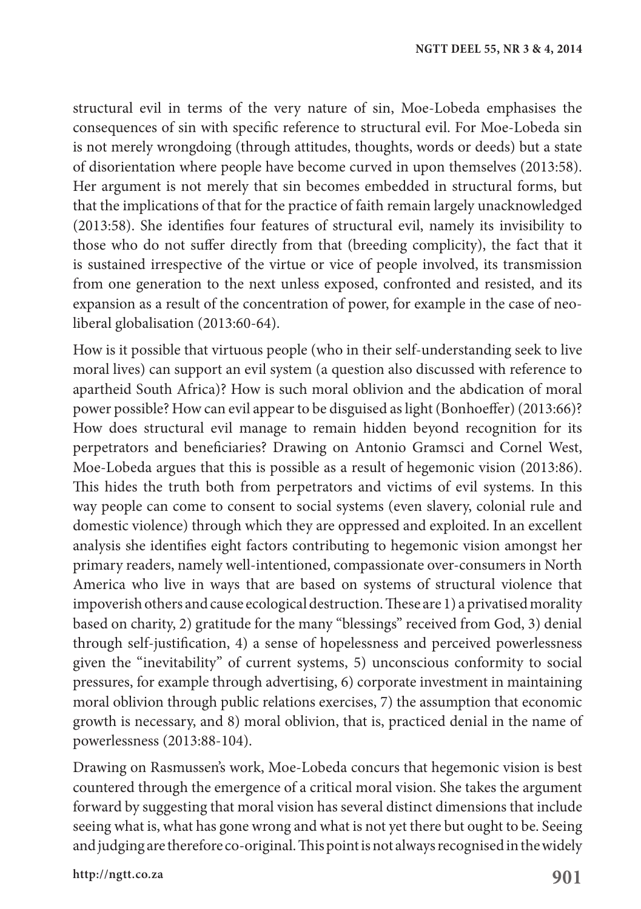structural evil in terms of the very nature of sin, Moe-Lobeda emphasises the consequences of sin with specific reference to structural evil. For Moe-Lobeda sin is not merely wrongdoing (through attitudes, thoughts, words or deeds) but a state of disorientation where people have become curved in upon themselves (2013:58). Her argument is not merely that sin becomes embedded in structural forms, but that the implications of that for the practice of faith remain largely unacknowledged (2013:58). She identifies four features of structural evil, namely its invisibility to those who do not suffer directly from that (breeding complicity), the fact that it is sustained irrespective of the virtue or vice of people involved, its transmission from one generation to the next unless exposed, confronted and resisted, and its expansion as a result of the concentration of power, for example in the case of neo-liberal globalisation (2013:60-64).

How is it possible that virtuous people (who in their self-understanding seek to live moral lives) can support an evil system (a question also discussed with reference to apartheid South Africa)? How is such moral oblivion and the abdication of moral power possible? How can evil appear to be disguised as light (Bonhoeffer) (2013:66)? How does structural evil manage to remain hidden beyond recognition for its perpetrators and beneficiaries? Drawing on Antonio Gramsci and Cornel West, Moe-Lobeda argues that this is possible as a result of hegemonic vision (2013:86). This hides the truth both from perpetrators and victims of evil systems. In this way people can come to consent to social systems (even slavery, colonial rule and domestic violence) through which they are oppressed and exploited. In an excellent analysis she identifies eight factors contributing to hegemonic vision amongst her primary readers, namely well-intentioned, compassionate over-consumers in North America who live in ways that are based on systems of structural violence that impoverish others and cause ecological destruction. These are 1) a privatised morality based on charity, 2) gratitude for the many "blessings" received from God, 3) denial through self-justification, 4) a sense of hopelessness and perceived powerlessness given the "inevitability" of current systems, 5) unconscious conformity to social pressures, for example through advertising, 6) corporate investment in maintaining moral oblivion through public relations exercises, 7) the assumption that economic growth is necessary, and 8) moral oblivion, that is, practiced denial in the name of powerlessness (2013:88-104).

Drawing on Rasmussen's work, Moe-Lobeda concurs that hegemonic vision is best countered through the emergence of a critical moral vision. She takes the argument forward by suggesting that moral vision has several distinct dimensions that include seeing what is, what has gone wrong and what is not yet there but ought to be. Seeing and judging are therefore co-original. This point is not always recognised in the widely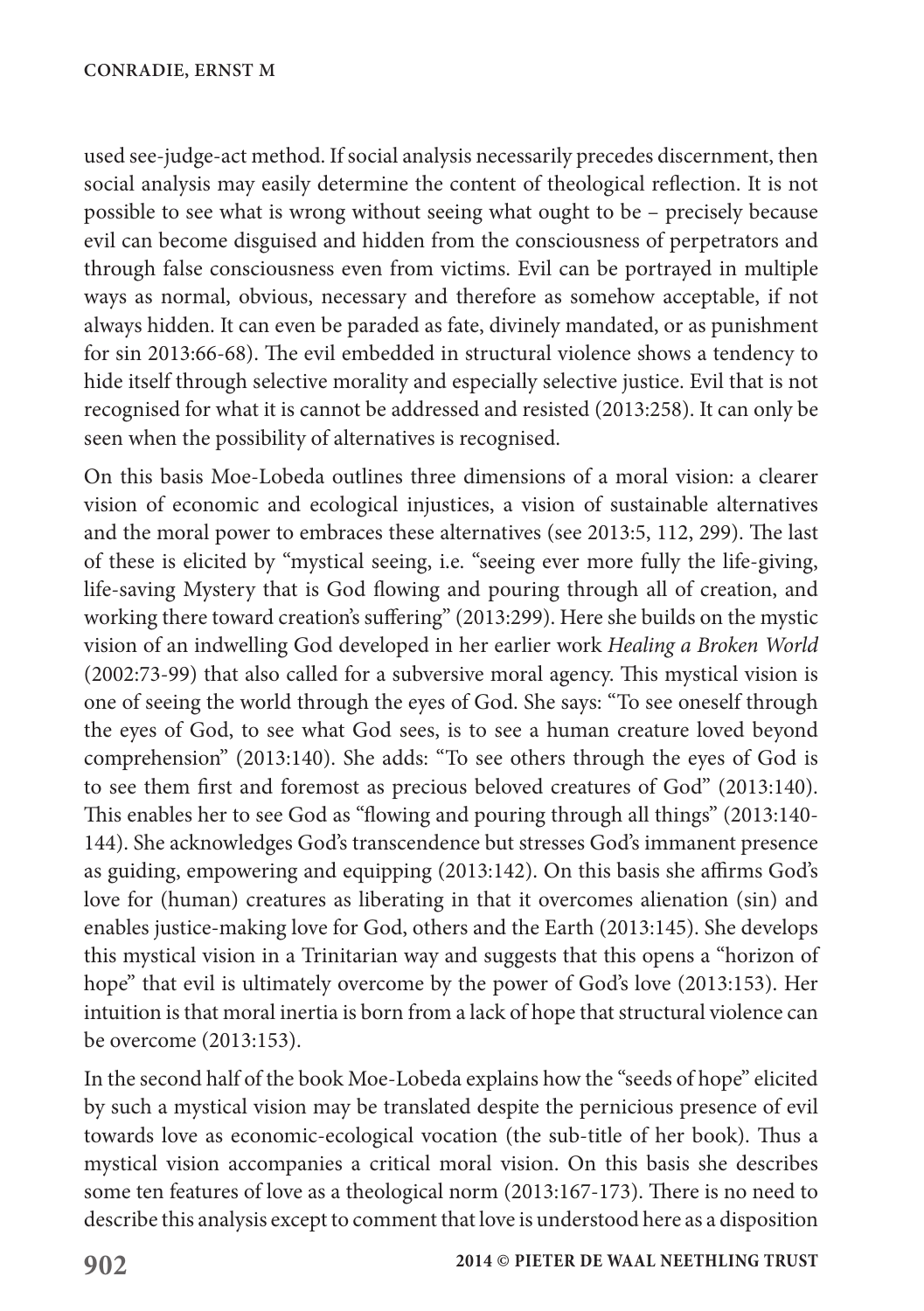used see-judge-act method. If social analysis necessarily precedes discernment, then social analysis may easily determine the content of theological reflection. It is not possible to see what is wrong without seeing what ought to be – precisely because evil can become disguised and hidden from the consciousness of perpetrators and through false consciousness even from victims. Evil can be portrayed in multiple ways as normal, obvious, necessary and therefore as somehow acceptable, if not always hidden. It can even be paraded as fate, divinely mandated, or as punishment for sin 2013:66-68). The evil embedded in structural violence shows a tendency to hide itself through selective morality and especially selective justice. Evil that is not recognised for what it is cannot be addressed and resisted (2013:258). It can only be seen when the possibility of alternatives is recognised.

On this basis Moe-Lobeda outlines three dimensions of a moral vision: a clearer vision of economic and ecological injustices, a vision of sustainable alternatives and the moral power to embraces these alternatives (see 2013:5, 112, 299). The last of these is elicited by "mystical seeing, i.e. "seeing ever more fully the life-giving, life-saving Mystery that is God flowing and pouring through all of creation, and working there toward creation's suffering" (2013:299). Here she builds on the mystic vision of an indwelling God developed in her earlier work *Healing a Broken World* (2002:73-99) that also called for a subversive moral agency. This mystical vision is one of seeing the world through the eyes of God. She says: "To see oneself through the eyes of God, to see what God sees, is to see a human creature loved beyond comprehension" (2013:140). She adds: "To see others through the eyes of God is to see them first and foremost as precious beloved creatures of God" (2013:140). This enables her to see God as "flowing and pouring through all things" (2013:140-144). She acknowledges God's transcendence but stresses God's immanent presence as guiding, empowering and equipping (2013:142). On this basis she affirms God's love for (human) creatures as liberating in that it overcomes alienation (sin) and enables justice-making love for God, others and the Earth (2013:145). She develops this mystical vision in a Trinitarian way and suggests that this opens a "horizon of hope" that evil is ultimately overcome by the power of God's love (2013:153). Her intuition is that moral inertia is born from a lack of hope that structural violence can be overcome (2013:153).

In the second half of the book Moe-Lobeda explains how the "seeds of hope" elicited by such a mystical vision may be translated despite the pernicious presence of evil towards love as economic-ecological vocation (the sub-title of her book). Thus a mystical vision accompanies a critical moral vision. On this basis she describes some ten features of love as a theological norm (2013:167-173). There is no need to describe this analysis except to comment that love is understood here as a disposition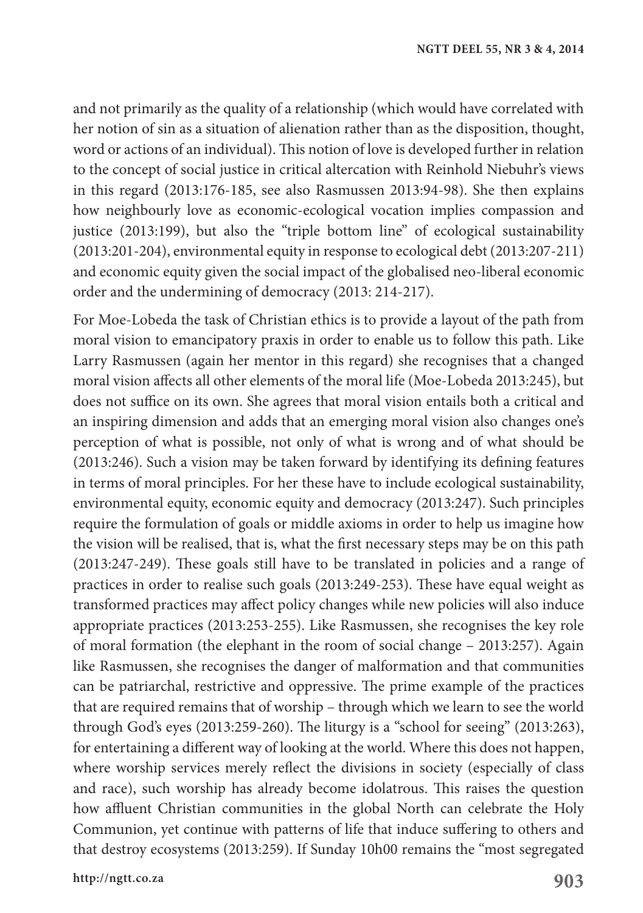and not primarily as the quality of a relationship (which would have correlated with her notion of sin as a situation of alienation rather than as the disposition, thought, word or actions of an individual). This notion of love is developed further in relation to the concept of social justice in critical altercation with Reinhold Niebuhr's views in this regard (2013:176-185, see also Rasmussen 2013:94-98). She then explains how neighbourly love as economic-ecological vocation implies compassion and justice (2013:199), but also the "triple bottom line" of ecological sustainability (2013:201-204), environmental equity in response to ecological debt (2013:207-211) and economic equity given the social impact of the globalised neo-liberal economic order and the undermining of democracy (2013: 214-217).

For Moe-Lobeda the task of Christian ethics is to provide a layout of the path from moral vision to emancipatory praxis in order to enable us to follow this path. Like Larry Rasmussen (again her mentor in this regard) she recognises that a changed moral vision affects all other elements of the moral life (Moe-Lobeda 2013:245), but does not suffice on its own. She agrees that moral vision entails both a critical and an inspiring dimension and adds that an emerging moral vision also changes one's perception of what is possible, not only of what is wrong and of what should be (2013:246). Such a vision may be taken forward by identifying its defining features in terms of moral principles. For her these have to include ecological sustainability, environmental equity, economic equity and democracy (2013:247). Such principles require the formulation of goals or middle axioms in order to help us imagine how the vision will be realised, that is, what the first necessary steps may be on this path (2013:247-249). These goals still have to be translated in policies and a range of practices in order to realise such goals (2013:249-253). These have equal weight as transformed practices may affect policy changes while new policies will also induce appropriate practices (2013:253-255). Like Rasmussen, she recognises the key role of moral formation (the elephant in the room of social change – 2013:257). Again like Rasmussen, she recognises the danger of malformation and that communities can be patriarchal, restrictive and oppressive. The prime example of the practices that are required remains that of worship – through which we learn to see the world through God's eyes (2013:259-260). The liturgy is a "school for seeing" (2013:263), for entertaining a different way of looking at the world. Where this does not happen, where worship services merely reflect the divisions in society (especially of class and race), such worship has already become idolatrous. This raises the question how affluent Christian communities in the global North can celebrate the Holy Communion, yet continue with patterns of life that induce suffering to others and that destroy ecosystems (2013:259). If Sunday 10h00 remains the "most segregated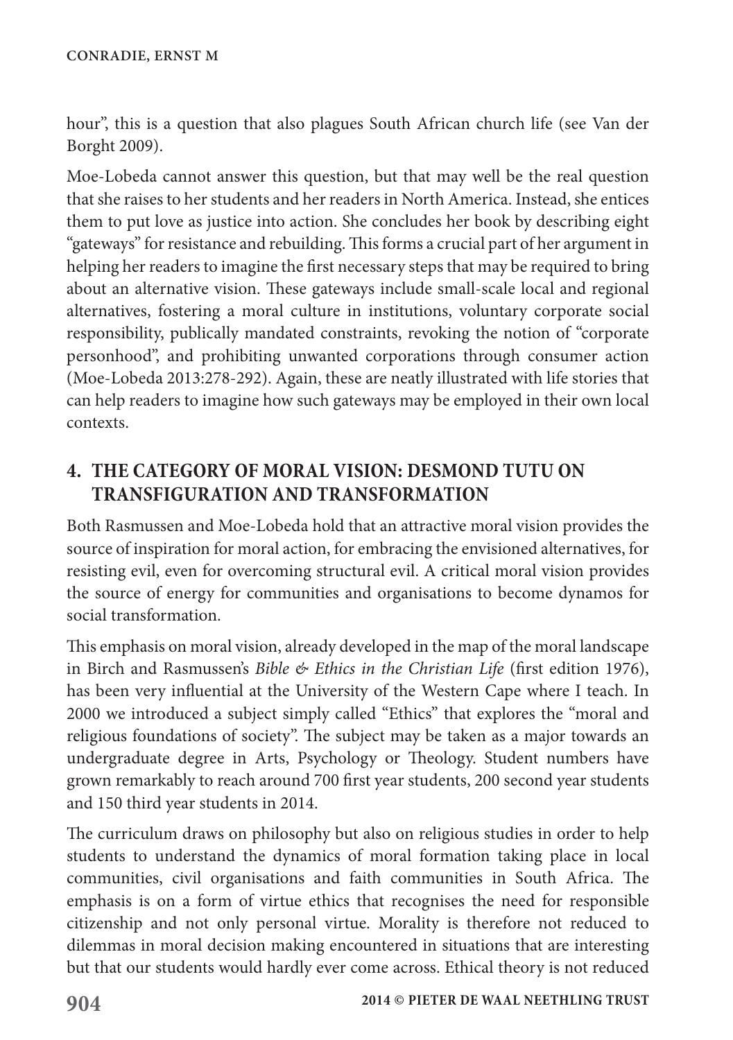hour", this is a question that also plagues South African church life (see Van der Borght 2009).

Moe-Lobeda cannot answer this question, but that may well be the real question that she raises to her students and her readers in North America. Instead, she entices them to put love as justice into action. She concludes her book by describing eight "gateways" for resistance and rebuilding. This forms a crucial part of her argument in helping her readers to imagine the first necessary steps that may be required to bring about an alternative vision. These gateways include small-scale local and regional alternatives, fostering a moral culture in institutions, voluntary corporate social responsibility, publically mandated constraints, revoking the notion of "corporate personhood", and prohibiting unwanted corporations through consumer action (Moe-Lobeda 2013:278-292). Again, these are neatly illustrated with life stories that can help readers to imagine how such gateways may be employed in their own local contexts.

## 4. THE CATEGORY OF MORAL VISION: DESMOND TUTU ON TRANSFIGURATION AND TRANSFORMATION

Both Rasmussen and Moe-Lobeda hold that an attractive moral vision provides the source of inspiration for moral action, for embracing the envisioned alternatives, for resisting evil, even for overcoming structural evil. A critical moral vision provides the source of energy for communities and organisations to become dynamos for social transformation.

This emphasis on moral vision, already developed in the map of the moral landscape in Birch and Rasmussen's *Bible & Ethics in the Christian Life* (first edition 1976), has been very influential at the University of the Western Cape where I teach. In 2000 we introduced a subject simply called "Ethics" that explores the "moral and religious foundations of society". The subject may be taken as a major towards an undergraduate degree in Arts, Psychology or Theology. Student numbers have grown remarkably to reach around 700 first year students, 200 second year students and 150 third year students in 2014.

The curriculum draws on philosophy but also on religious studies in order to help students to understand the dynamics of moral formation taking place in local communities, civil organisations and faith communities in South Africa. The emphasis is on a form of virtue ethics that recognises the need for responsible citizenship and not only personal virtue. Morality is therefore not reduced to dilemmas in moral decision making encountered in situations that are interesting but that our students would hardly ever come across. Ethical theory is not reduced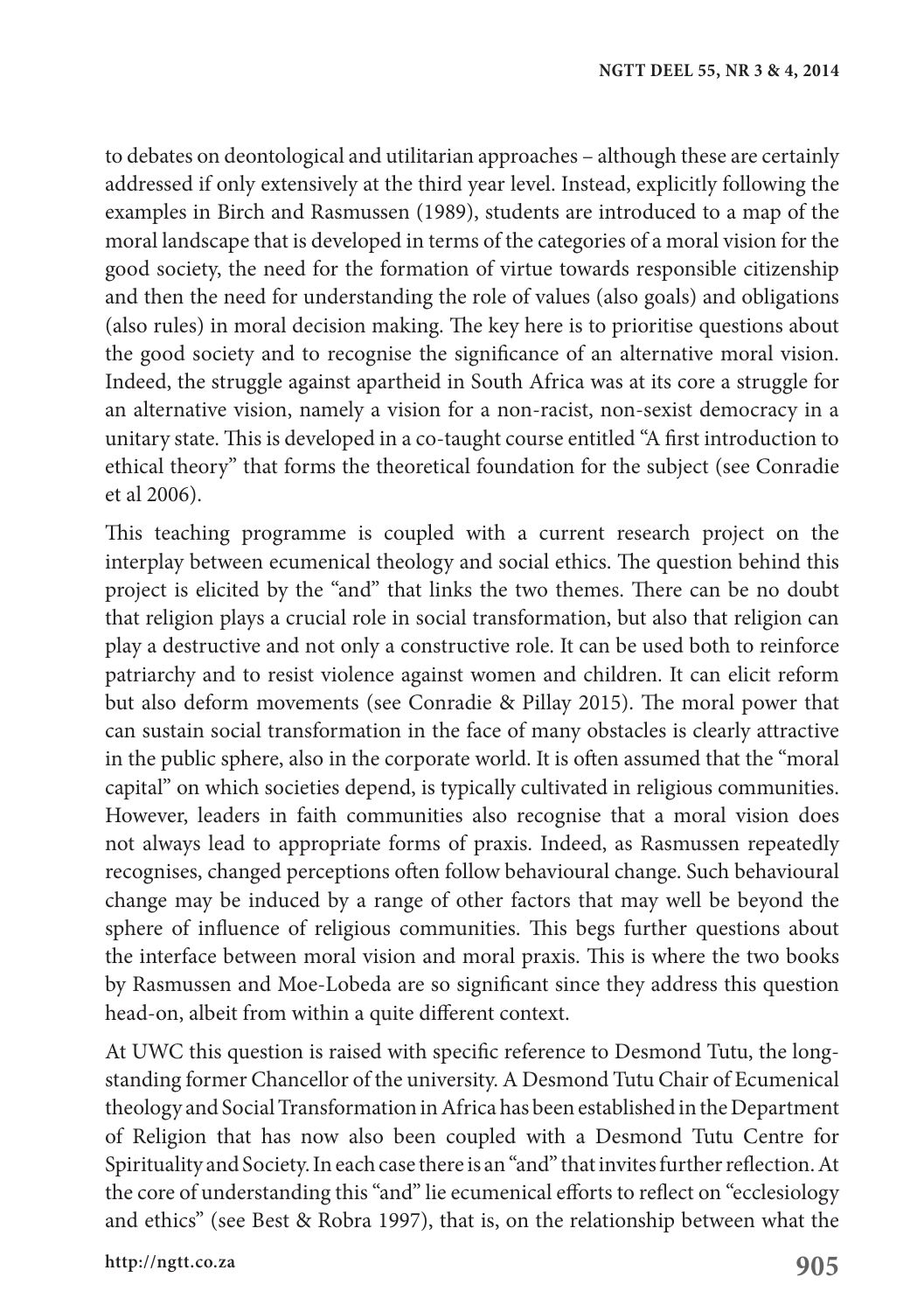to debates on deontological and utilitarian approaches – although these are certainly addressed if only extensively at the third year level. Instead, explicitly following the examples in Birch and Rasmussen (1989), students are introduced to a map of the moral landscape that is developed in terms of the categories of a moral vision for the good society, the need for the formation of virtue towards responsible citizenship and then the need for understanding the role of values (also goals) and obligations (also rules) in moral decision making. The key here is to prioritise questions about the good society and to recognise the significance of an alternative moral vision. Indeed, the struggle against apartheid in South Africa was at its core a struggle for an alternative vision, namely a vision for a non-racist, non-sexist democracy in a unitary state. This is developed in a co-taught course entitled "A first introduction to ethical theory" that forms the theoretical foundation for the subject (see Conradie et al 2006).

This teaching programme is coupled with a current research project on the interplay between ecumenical theology and social ethics. The question behind this project is elicited by the "and" that links the two themes. There can be no doubt that religion plays a crucial role in social transformation, but also that religion can play a destructive and not only a constructive role. It can be used both to reinforce patriarchy and to resist violence against women and children. It can elicit reform but also deform movements (see Conradie & Pillay 2015). The moral power that can sustain social transformation in the face of many obstacles is clearly attractive in the public sphere, also in the corporate world. It is often assumed that the "moral capital" on which societies depend, is typically cultivated in religious communities. However, leaders in faith communities also recognise that a moral vision does not always lead to appropriate forms of praxis. Indeed, as Rasmussen repeatedly recognises, changed perceptions often follow behavioural change. Such behavioural change may be induced by a range of other factors that may well be beyond the sphere of influence of religious communities. This begs further questions about the interface between moral vision and moral praxis. This is where the two books by Rasmussen and Moe-Lobeda are so significant since they address this question head-on, albeit from within a quite different context.

At UWC this question is raised with specific reference to Desmond Tutu, the long-standing former Chancellor of the university. A Desmond Tutu Chair of Ecumenical theology and Social Transformation in Africa has been established in the Department of Religion that has now also been coupled with a Desmond Tutu Centre for Spirituality and Society. In each case there is an "and" that invites further reflection. At the core of understanding this "and" lie ecumenical efforts to reflect on "ecclesiology and ethics" (see Best & Robra 1997), that is, on the relationship between what the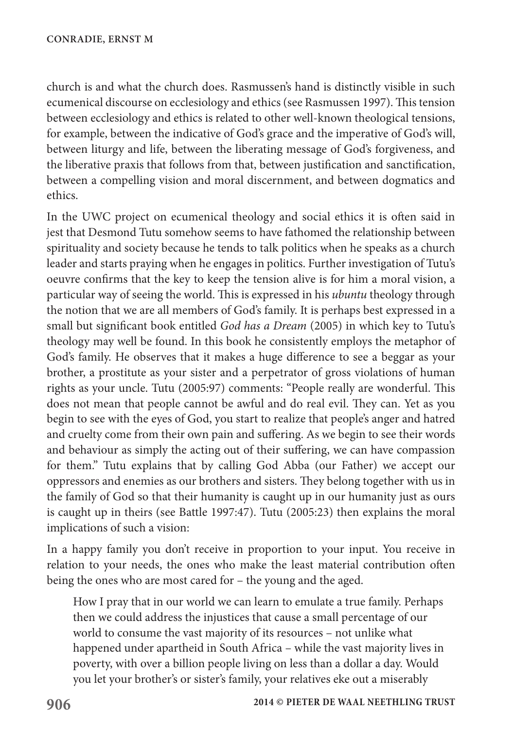church is and what the church does. Rasmussen's hand is distinctly visible in such ecumenical discourse on ecclesiology and ethics (see Rasmussen 1997). This tension between ecclesiology and ethics is related to other well-known theological tensions, for example, between the indicative of God's grace and the imperative of God's will, between liturgy and life, between the liberating message of God's forgiveness, and the liberative praxis that follows from that, between justification and sanctification, between a compelling vision and moral discernment, and between dogmatics and ethics.

In the UWC project on ecumenical theology and social ethics it is often said in jest that Desmond Tutu somehow seems to have fathomed the relationship between spirituality and society because he tends to talk politics when he speaks as a church leader and starts praying when he engages in politics. Further investigation of Tutu's oeuvre confirms that the key to keep the tension alive is for him a moral vision, a particular way of seeing the world. This is expressed in his *ubuntu* theology through the notion that we are all members of God's family. It is perhaps best expressed in a small but significant book entitled *God has a Dream* (2005) in which key to Tutu's theology may well be found. In this book he consistently employs the metaphor of God's family. He observes that it makes a huge difference to see a beggar as your brother, a prostitute as your sister and a perpetrator of gross violations of human rights as your uncle. Tutu (2005:97) comments: "People really are wonderful. This does not mean that people cannot be awful and do real evil. They can. Yet as you begin to see with the eyes of God, you start to realize that people's anger and hatred and cruelty come from their own pain and suffering. As we begin to see their words and behaviour as simply the acting out of their suffering, we can have compassion for them." Tutu explains that by calling God Abba (our Father) we accept our oppressors and enemies as our brothers and sisters. They belong together with us in the family of God so that their humanity is caught up in our humanity just as ours is caught up in theirs (see Battle 1997:47). Tutu (2005:23) then explains the moral implications of such a vision:

In a happy family you don't receive in proportion to your input. You receive in relation to your needs, the ones who make the least material contribution often being the ones who are most cared for – the young and the aged.

> How I pray that in our world we can learn to emulate a true family. Perhaps then we could address the injustices that cause a small percentage of our world to consume the vast majority of its resources – not unlike what happened under apartheid in South Africa – while the vast majority lives in poverty, with over a billion people living on less than a dollar a day. Would you let your brother's or sister's family, your relatives eke out a miserably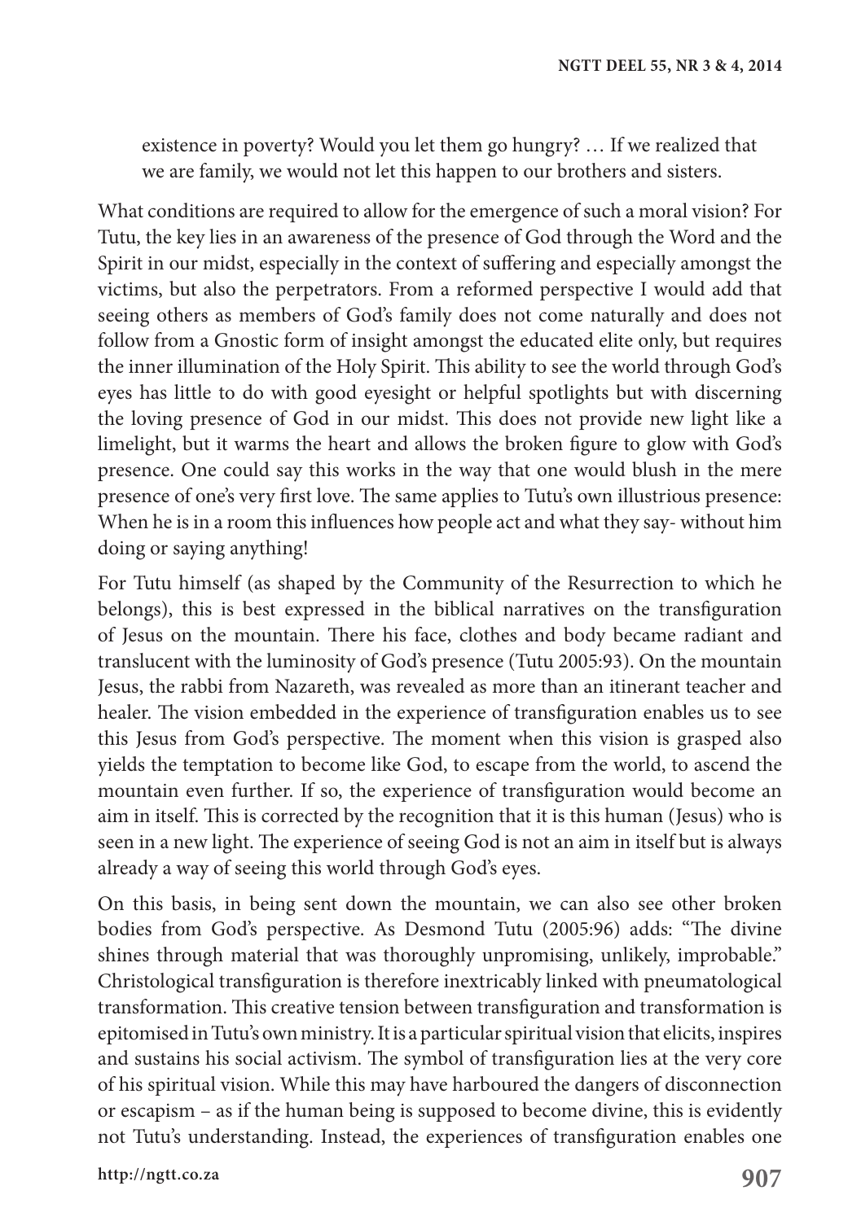> existence in poverty? Would you let them go hungry? … If we realized that we are family, we would not let this happen to our brothers and sisters.

What conditions are required to allow for the emergence of such a moral vision? For Tutu, the key lies in an awareness of the presence of God through the Word and the Spirit in our midst, especially in the context of suffering and especially amongst the victims, but also the perpetrators. From a reformed perspective I would add that seeing others as members of God's family does not come naturally and does not follow from a Gnostic form of insight amongst the educated elite only, but requires the inner illumination of the Holy Spirit. This ability to see the world through God's eyes has little to do with good eyesight or helpful spotlights but with discerning the loving presence of God in our midst. This does not provide new light like a limelight, but it warms the heart and allows the broken figure to glow with God's presence. One could say this works in the way that one would blush in the mere presence of one's very first love. The same applies to Tutu's own illustrious presence: When he is in a room this influences how people act and what they say- without him doing or saying anything!

For Tutu himself (as shaped by the Community of the Resurrection to which he belongs), this is best expressed in the biblical narratives on the transfiguration of Jesus on the mountain. There his face, clothes and body became radiant and translucent with the luminosity of God's presence (Tutu 2005:93). On the mountain Jesus, the rabbi from Nazareth, was revealed as more than an itinerant teacher and healer. The vision embedded in the experience of transfiguration enables us to see this Jesus from God's perspective. The moment when this vision is grasped also yields the temptation to become like God, to escape from the world, to ascend the mountain even further. If so, the experience of transfiguration would become an aim in itself. This is corrected by the recognition that it is this human (Jesus) who is seen in a new light. The experience of seeing God is not an aim in itself but is always already a way of seeing this world through God's eyes.

On this basis, in being sent down the mountain, we can also see other broken bodies from God's perspective. As Desmond Tutu (2005:96) adds: "The divine shines through material that was thoroughly unpromising, unlikely, improbable." Christological transfiguration is therefore inextricably linked with pneumatological transformation. This creative tension between transfiguration and transformation is epitomised in Tutu's own ministry. It is a particular spiritual vision that elicits, inspires and sustains his social activism. The symbol of transfiguration lies at the very core of his spiritual vision. While this may have harboured the dangers of disconnection or escapism – as if the human being is supposed to become divine, this is evidently not Tutu's understanding. Instead, the experiences of transfiguration enables one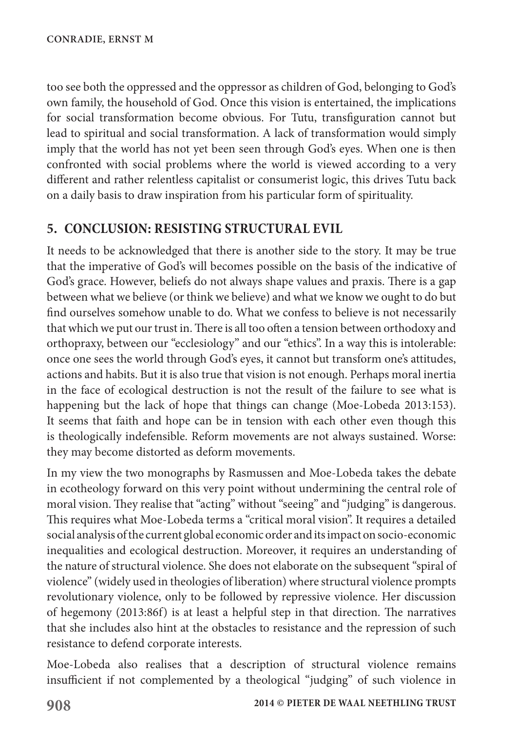too see both the oppressed and the oppressor as children of God, belonging to God's own family, the household of God. Once this vision is entertained, the implications for social transformation become obvious. For Tutu, transfiguration cannot but lead to spiritual and social transformation. A lack of transformation would simply imply that the world has not yet been seen through God's eyes. When one is then confronted with social problems where the world is viewed according to a very different and rather relentless capitalist or consumerist logic, this drives Tutu back on a daily basis to draw inspiration from his particular form of spirituality.

## 5. CONCLUSION: RESISTING STRUCTURAL EVIL

It needs to be acknowledged that there is another side to the story. It may be true that the imperative of God's will becomes possible on the basis of the indicative of God's grace. However, beliefs do not always shape values and praxis. There is a gap between what we believe (or think we believe) and what we know we ought to do but find ourselves somehow unable to do. What we confess to believe is not necessarily that which we put our trust in. There is all too often a tension between orthodoxy and orthopraxy, between our "ecclesiology" and our "ethics". In a way this is intolerable: once one sees the world through God's eyes, it cannot but transform one's attitudes, actions and habits. But it is also true that vision is not enough. Perhaps moral inertia in the face of ecological destruction is not the result of the failure to see what is happening but the lack of hope that things can change (Moe-Lobeda 2013:153). It seems that faith and hope can be in tension with each other even though this is theologically indefensible. Reform movements are not always sustained. Worse: they may become distorted as deform movements.

In my view the two monographs by Rasmussen and Moe-Lobeda takes the debate in ecotheology forward on this very point without undermining the central role of moral vision. They realise that "acting" without "seeing" and "judging" is dangerous. This requires what Moe-Lobeda terms a "critical moral vision". It requires a detailed social analysis of the current global economic order and its impact on socio-economic inequalities and ecological destruction. Moreover, it requires an understanding of the nature of structural violence. She does not elaborate on the subsequent "spiral of violence" (widely used in theologies of liberation) where structural violence prompts revolutionary violence, only to be followed by repressive violence. Her discussion of hegemony (2013:86f) is at least a helpful step in that direction. The narratives that she includes also hint at the obstacles to resistance and the repression of such resistance to defend corporate interests.

Moe-Lobeda also realises that a description of structural violence remains insufficient if not complemented by a theological "judging" of such violence in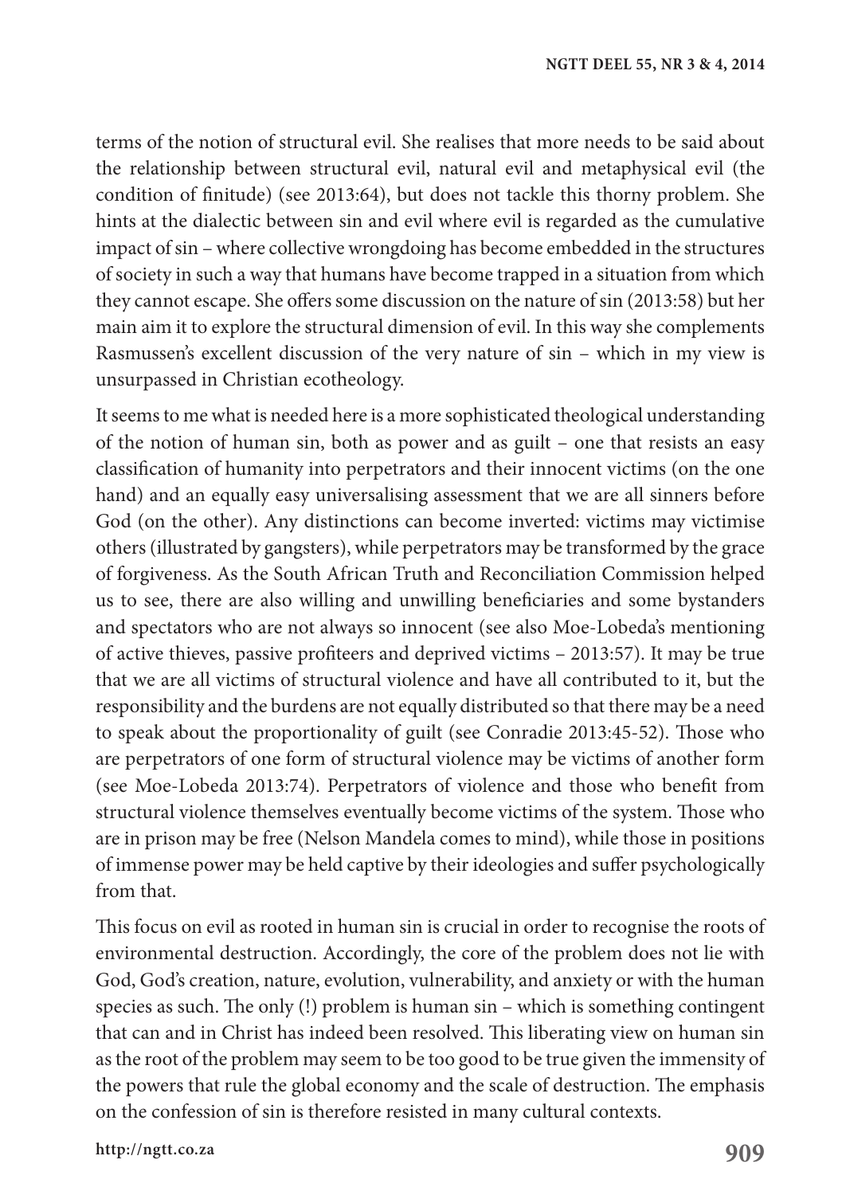terms of the notion of structural evil. She realises that more needs to be said about the relationship between structural evil, natural evil and metaphysical evil (the condition of finitude) (see 2013:64), but does not tackle this thorny problem. She hints at the dialectic between sin and evil where evil is regarded as the cumulative impact of sin – where collective wrongdoing has become embedded in the structures of society in such a way that humans have become trapped in a situation from which they cannot escape. She offers some discussion on the nature of sin (2013:58) but her main aim it to explore the structural dimension of evil. In this way she complements Rasmussen's excellent discussion of the very nature of sin – which in my view is unsurpassed in Christian ecotheology.

It seems to me what is needed here is a more sophisticated theological understanding of the notion of human sin, both as power and as guilt – one that resists an easy classification of humanity into perpetrators and their innocent victims (on the one hand) and an equally easy universalising assessment that we are all sinners before God (on the other). Any distinctions can become inverted: victims may victimise others (illustrated by gangsters), while perpetrators may be transformed by the grace of forgiveness. As the South African Truth and Reconciliation Commission helped us to see, there are also willing and unwilling beneficiaries and some bystanders and spectators who are not always so innocent (see also Moe-Lobeda's mentioning of active thieves, passive profiteers and deprived victims – 2013:57). It may be true that we are all victims of structural violence and have all contributed to it, but the responsibility and the burdens are not equally distributed so that there may be a need to speak about the proportionality of guilt (see Conradie 2013:45-52). Those who are perpetrators of one form of structural violence may be victims of another form (see Moe-Lobeda 2013:74). Perpetrators of violence and those who benefit from structural violence themselves eventually become victims of the system. Those who are in prison may be free (Nelson Mandela comes to mind), while those in positions of immense power may be held captive by their ideologies and suffer psychologically from that.

This focus on evil as rooted in human sin is crucial in order to recognise the roots of environmental destruction. Accordingly, the core of the problem does not lie with God, God's creation, nature, evolution, vulnerability, and anxiety or with the human species as such. The only (!) problem is human sin – which is something contingent that can and in Christ has indeed been resolved. This liberating view on human sin as the root of the problem may seem to be too good to be true given the immensity of the powers that rule the global economy and the scale of destruction. The emphasis on the confession of sin is therefore resisted in many cultural contexts.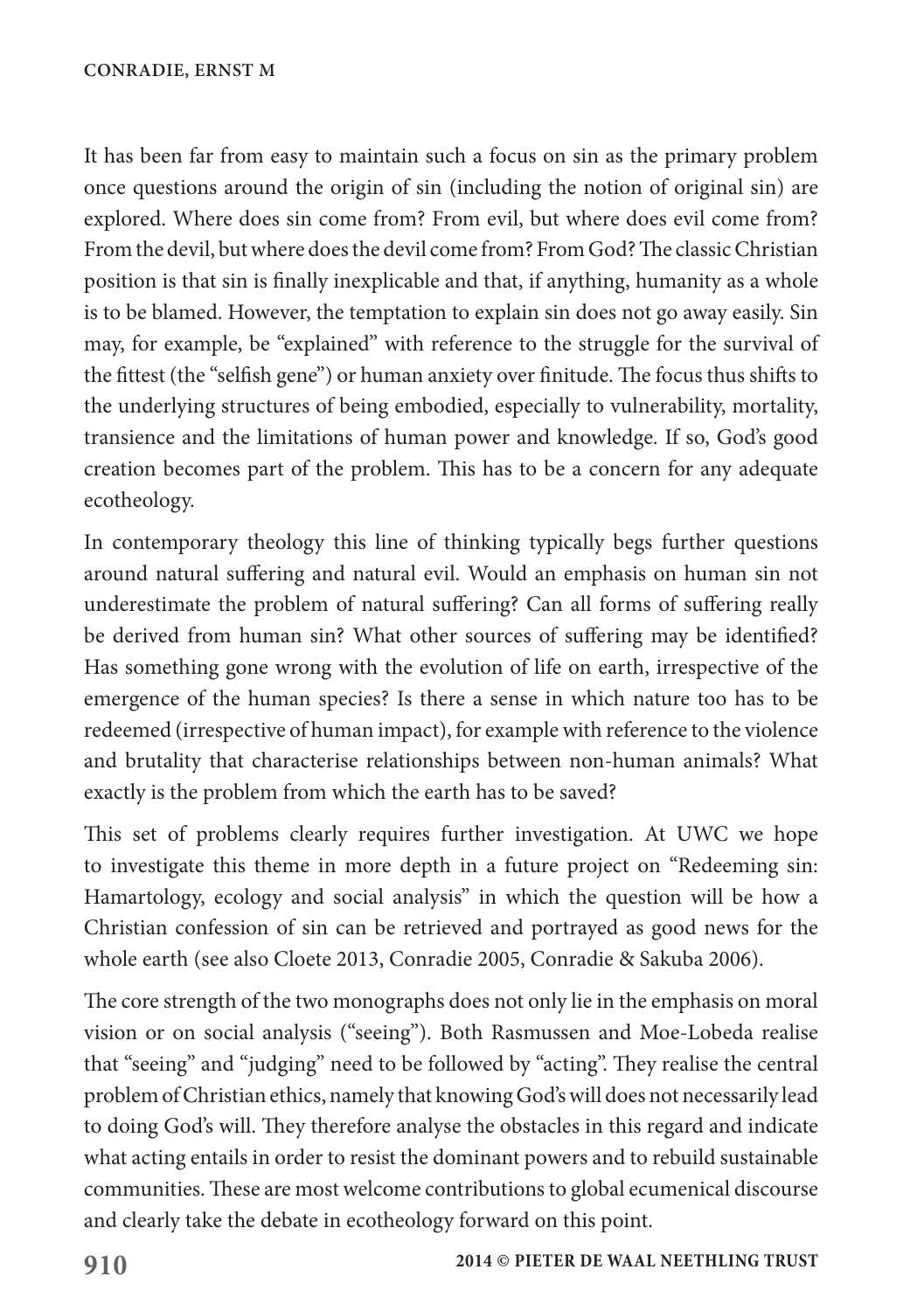It has been far from easy to maintain such a focus on sin as the primary problem once questions around the origin of sin (including the notion of original sin) are explored. Where does sin come from? From evil, but where does evil come from? From the devil, but where does the devil come from? From God? The classic Christian position is that sin is finally inexplicable and that, if anything, humanity as a whole is to be blamed. However, the temptation to explain sin does not go away easily. Sin may, for example, be "explained" with reference to the struggle for the survival of the fittest (the "selfish gene") or human anxiety over finitude. The focus thus shifts to the underlying structures of being embodied, especially to vulnerability, mortality, transience and the limitations of human power and knowledge. If so, God's good creation becomes part of the problem. This has to be a concern for any adequate ecotheology.

In contemporary theology this line of thinking typically begs further questions around natural suffering and natural evil. Would an emphasis on human sin not underestimate the problem of natural suffering? Can all forms of suffering really be derived from human sin? What other sources of suffering may be identified? Has something gone wrong with the evolution of life on earth, irrespective of the emergence of the human species? Is there a sense in which nature too has to be redeemed (irrespective of human impact), for example with reference to the violence and brutality that characterise relationships between non-human animals? What exactly is the problem from which the earth has to be saved?

This set of problems clearly requires further investigation. At UWC we hope to investigate this theme in more depth in a future project on "Redeeming sin: Hamartology, ecology and social analysis" in which the question will be how a Christian confession of sin can be retrieved and portrayed as good news for the whole earth (see also Cloete 2013, Conradie 2005, Conradie & Sakuba 2006).

The core strength of the two monographs does not only lie in the emphasis on moral vision or on social analysis ("seeing"). Both Rasmussen and Moe-Lobeda realise that "seeing" and "judging" need to be followed by "acting". They realise the central problem of Christian ethics, namely that knowing God's will does not necessarily lead to doing God's will. They therefore analyse the obstacles in this regard and indicate what acting entails in order to resist the dominant powers and to rebuild sustainable communities. These are most welcome contributions to global ecumenical discourse and clearly take the debate in ecotheology forward on this point.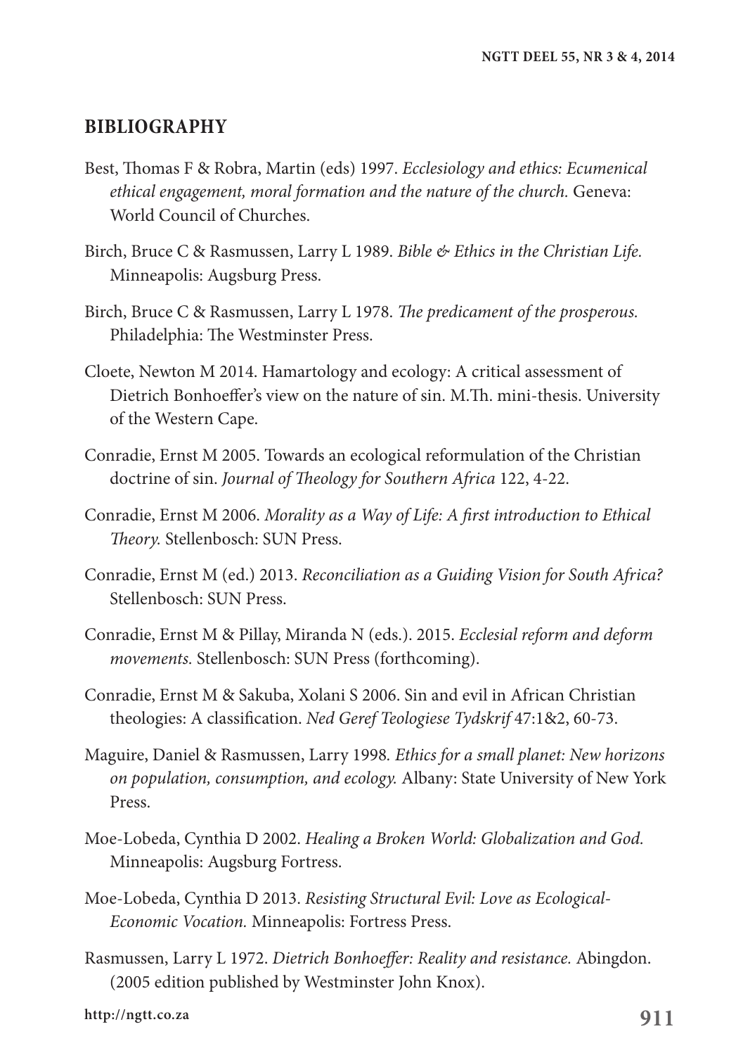## BIBLIOGRAPHY

Best, Thomas F & Robra, Martin (eds) 1997. *Ecclesiology and ethics: Ecumenical ethical engagement, moral formation and the nature of the church.* Geneva: World Council of Churches.

Birch, Bruce C & Rasmussen, Larry L 1989. *Bible & Ethics in the Christian Life.* Minneapolis: Augsburg Press.

Birch, Bruce C & Rasmussen, Larry L 1978. *The predicament of the prosperous.* Philadelphia: The Westminster Press.

Cloete, Newton M 2014. Hamartology and ecology: A critical assessment of Dietrich Bonhoeffer's view on the nature of sin. M.Th. mini-thesis. University of the Western Cape.

Conradie, Ernst M 2005. Towards an ecological reformulation of the Christian doctrine of sin. *Journal of Theology for Southern Africa* 122, 4-22.

Conradie, Ernst M 2006. *Morality as a Way of Life: A first introduction to Ethical Theory.* Stellenbosch: SUN Press.

Conradie, Ernst M (ed.) 2013. *Reconciliation as a Guiding Vision for South Africa?* Stellenbosch: SUN Press.

Conradie, Ernst M & Pillay, Miranda N (eds.). 2015. *Ecclesial reform and deform movements.* Stellenbosch: SUN Press (forthcoming).

Conradie, Ernst M & Sakuba, Xolani S 2006. Sin and evil in African Christian theologies: A classification. *Ned Geref Teologiese Tydskrif* 47:1&2, 60-73.

Maguire, Daniel & Rasmussen, Larry 1998. *Ethics for a small planet: New horizons on population, consumption, and ecology.* Albany: State University of New York Press.

Moe-Lobeda, Cynthia D 2002. *Healing a Broken World: Globalization and God.* Minneapolis: Augsburg Fortress.

Moe-Lobeda, Cynthia D 2013. *Resisting Structural Evil: Love as Ecological-Economic Vocation.* Minneapolis: Fortress Press.

Rasmussen, Larry L 1972. *Dietrich Bonhoeffer: Reality and resistance.* Abingdon. (2005 edition published by Westminster John Knox).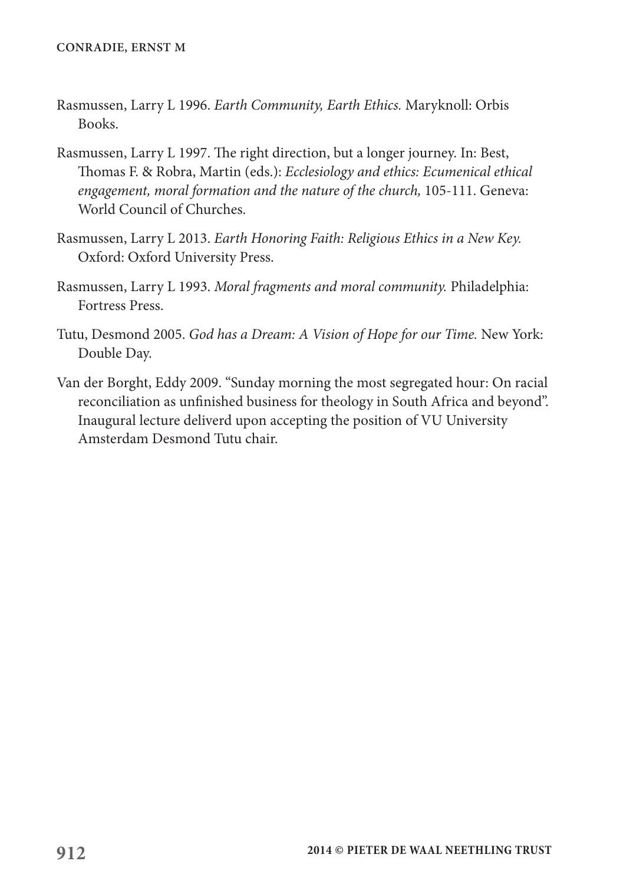Rasmussen, Larry L 1996. *Earth Community, Earth Ethics.* Maryknoll: Orbis Books.

Rasmussen, Larry L 1997. The right direction, but a longer journey. In: Best, Thomas F. & Robra, Martin (eds.): *Ecclesiology and ethics: Ecumenical ethical engagement, moral formation and the nature of the church,* 105-111. Geneva: World Council of Churches.

Rasmussen, Larry L 2013. *Earth Honoring Faith: Religious Ethics in a New Key.* Oxford: Oxford University Press.

Rasmussen, Larry L 1993. *Moral fragments and moral community.* Philadelphia: Fortress Press.

Tutu, Desmond 2005. *God has a Dream: A Vision of Hope for our Time.* New York: Double Day.

Van der Borght, Eddy 2009. "Sunday morning the most segregated hour: On racial reconciliation as unfinished business for theology in South Africa and beyond". Inaugural lecture deliverd upon accepting the position of VU University Amsterdam Desmond Tutu chair.